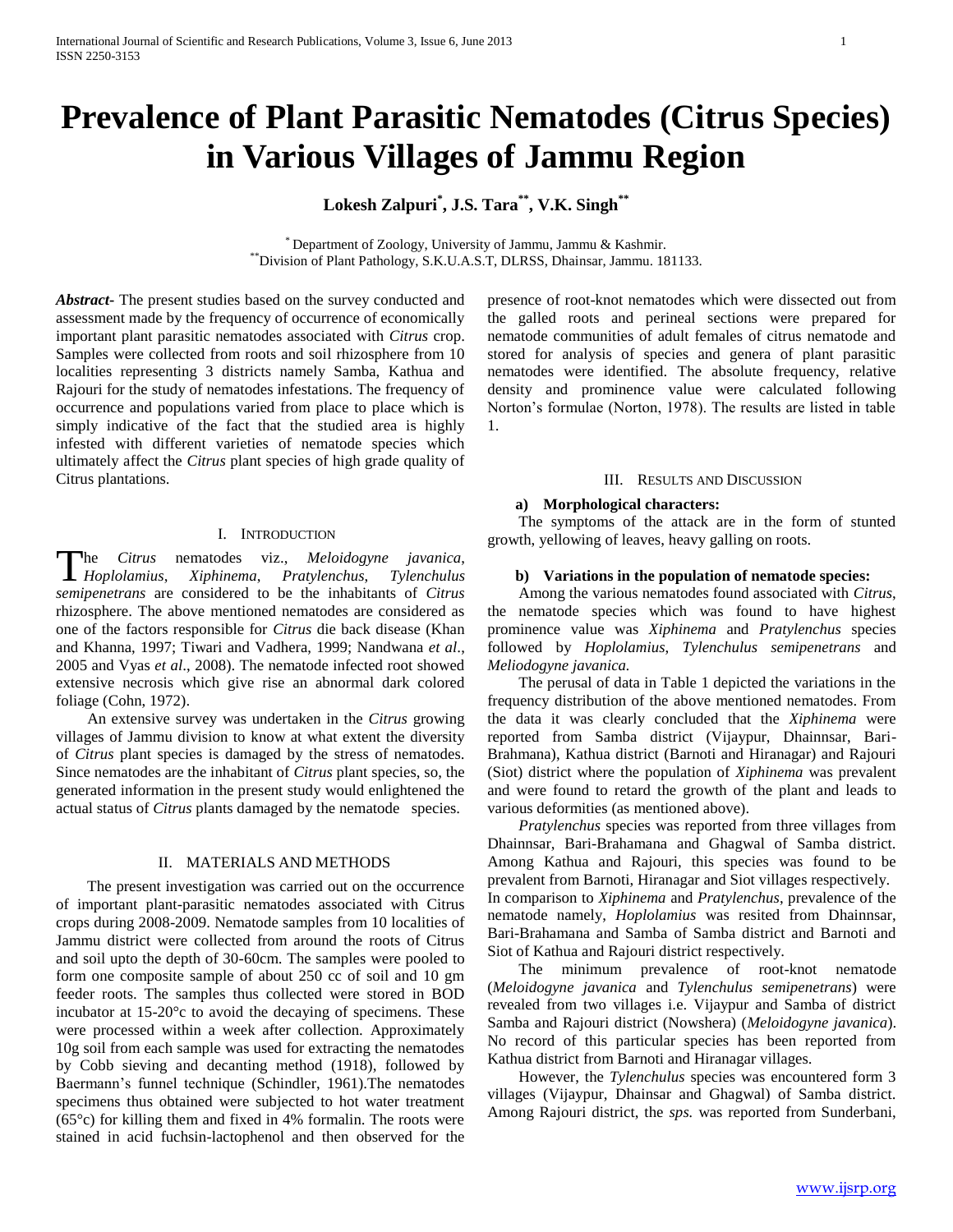# Prevalence of Plant Parasitic Nematodes (Citrus Species) in Various Villages of Jammu Region

**Lokesh Zalpuri[*], J.S. Tara[**], V.K. Singh[**]**

[*] Department of Zoology, University of Jammu, Jammu & Kashmir.
[**] Division of Plant Pathology, S.K.U.A.S.T, DLRSS, Dhainsar, Jammu. 181133.

***Abstract*-** The present studies based on the survey conducted and assessment made by the frequency of occurrence of economically important plant parasitic nematodes associated with *Citrus* crop. Samples were collected from roots and soil rhizosphere from 10 localities representing 3 districts namely Samba, Kathua and Rajouri for the study of nematodes infestations. The frequency of occurrence and populations varied from place to place which is simply indicative of the fact that the studied area is highly infested with different varieties of nematode species which ultimately affect the *Citrus* plant species of high grade quality of Citrus plantations.

## I. Introduction

The *Citrus* nematodes viz., *Meloidogyne javanica*, *Hoplolamius*, *Xiphinema*, *Pratylenchus*, *Tylenchulus semipenetrans* are considered to be the inhabitants of *Citrus* rhizosphere. The above mentioned nematodes are considered as one of the factors responsible for *Citrus* die back disease (Khan and Khanna, 1997; Tiwari and Vadhera, 1999; Nandwana *et al*., 2005 and Vyas *et al*., 2008). The nematode infected root showed extensive necrosis which give rise an abnormal dark colored foliage (Cohn, 1972).

An extensive survey was undertaken in the *Citrus* growing villages of Jammu division to know at what extent the diversity of *Citrus* plant species is damaged by the stress of nematodes. Since nematodes are the inhabitant of *Citrus* plant species, so, the generated information in the present study would enlightened the actual status of *Citrus* plants damaged by the nematode species.

## II. Materials and Methods

The present investigation was carried out on the occurrence of important plant-parasitic nematodes associated with Citrus crops during 2008-2009. Nematode samples from 10 localities of Jammu district were collected from around the roots of Citrus and soil upto the depth of 30-60cm. The samples were pooled to form one composite sample of about 250 cc of soil and 10 gm feeder roots. The samples thus collected were stored in BOD incubator at 15-20°c to avoid the decaying of specimens. These were processed within a week after collection. Approximately 10g soil from each sample was used for extracting the nematodes by Cobb sieving and decanting method (1918), followed by Baermann's funnel technique (Schindler, 1961).The nematodes specimens thus obtained were subjected to hot water treatment (65°c) for killing them and fixed in 4% formalin. The roots were stained in acid fuchsin-lactophenol and then observed for the presence of root-knot nematodes which were dissected out from the galled roots and perineal sections were prepared for nematode communities of adult females of citrus nematode and stored for analysis of species and genera of plant parasitic nematodes were identified. The absolute frequency, relative density and prominence value were calculated following Norton's formulae (Norton, 1978). The results are listed in table 1.

## III. Results and Discussion

### a) Morphological characters:

The symptoms of the attack are in the form of stunted growth, yellowing of leaves, heavy galling on roots.

### b) Variations in the population of nematode species:

Among the various nematodes found associated with *Citrus*, the nematode species which was found to have highest prominence value was *Xiphinema* and *Pratylenchus* species followed by *Hoplolamius*, *Tylenchulus semipenetrans* and *Meliodogyne javanica.*

The perusal of data in Table 1 depicted the variations in the frequency distribution of the above mentioned nematodes. From the data it was clearly concluded that the *Xiphinema* were reported from Samba district (Vijaypur, Dhainnsar, Bari-Brahmana), Kathua district (Barnoti and Hiranagar) and Rajouri (Siot) district where the population of *Xiphinema* was prevalent and were found to retard the growth of the plant and leads to various deformities (as mentioned above).

*Pratylenchus* species was reported from three villages from Dhainnsar, Bari-Brahamana and Ghagwal of Samba district. Among Kathua and Rajouri, this species was found to be prevalent from Barnoti, Hiranagar and Siot villages respectively. In comparison to *Xiphinema* and *Pratylenchus*, prevalence of the nematode namely, *Hoplolamius* was resited from Dhainnsar, Bari-Brahamana and Samba of Samba district and Barnoti and Siot of Kathua and Rajouri district respectively.

The minimum prevalence of root-knot nematode (*Meloidogyne javanica* and *Tylenchulus semipenetrans*) were revealed from two villages i.e. Vijaypur and Samba of district Samba and Rajouri district (Nowshera) (*Meloidogyne javanica*). No record of this particular species has been reported from Kathua district from Barnoti and Hiranagar villages.

However, the *Tylenchulus* species was encountered form 3 villages (Vijaypur, Dhainsar and Ghagwal) of Samba district. Among Rajouri district, the *sps.* was reported from Sunderbani,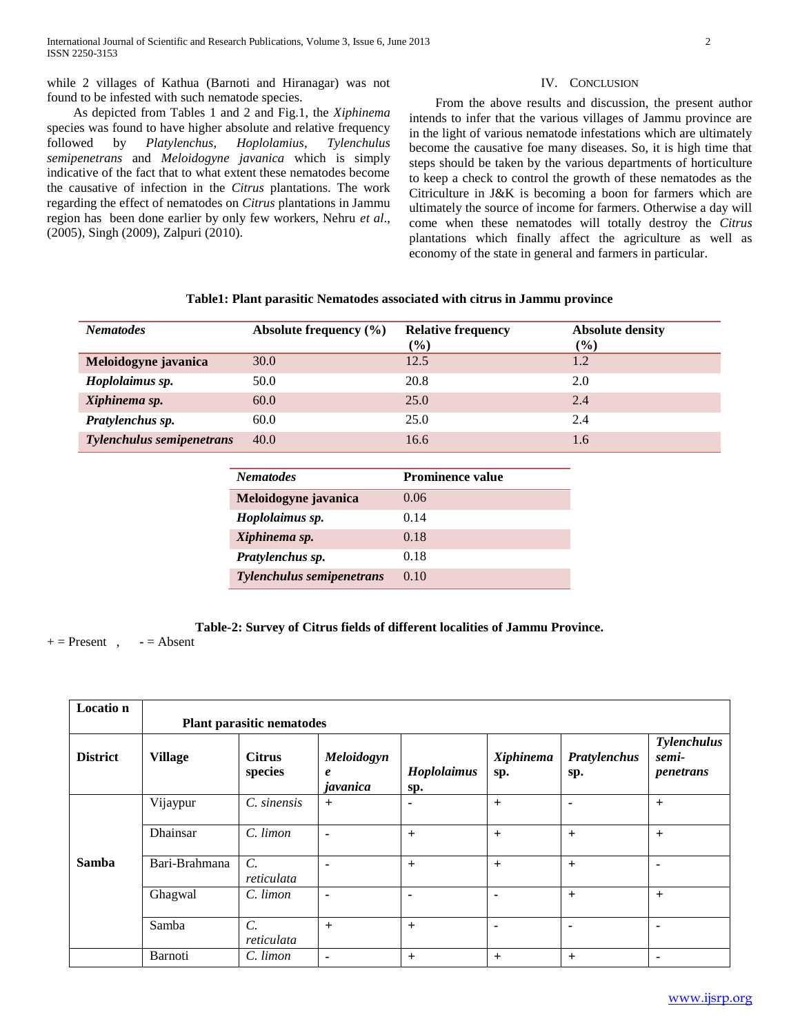while 2 villages of Kathua (Barnoti and Hiranagar) was not found to be infested with such nematode species.

As depicted from Tables 1 and 2 and Fig.1, the *Xiphinema* species was found to have higher absolute and relative frequency followed by *Platylenchus*, *Hoplolamius*, *Tylenchulus semipenetrans* and *Meloidogyne javanica* which is simply indicative of the fact that to what extent these nematodes become the causative of infection in the *Citrus* plantations. The work regarding the effect of nematodes on *Citrus* plantations in Jammu region has been done earlier by only few workers, Nehru *et al*., (2005), Singh (2009), Zalpuri (2010).

## IV. Conclusion

From the above results and discussion, the present author intends to infer that the various villages of Jammu province are in the light of various nematode infestations which are ultimately become the causative foe many diseases. So, it is high time that steps should be taken by the various departments of horticulture to keep a check to control the growth of these nematodes as the Citriculture in J&K is becoming a boon for farmers which are ultimately the source of income for farmers. Otherwise a day will come when these nematodes will totally destroy the *Citrus* plantations which finally affect the agriculture as well as economy of the state in general and farmers in particular.

**Table1: Plant parasitic Nematodes associated with citrus in Jammu province**

| *Nematodes* | Absolute frequency (%) | Relative frequency (%) | Absolute density (%) |
|---|---|---|---|
| **Meloidogyne javanica** | 30.0 | 12.5 | 1.2 |
| ***Hoplolaimus sp.*** | 50.0 | 20.8 | 2.0 |
| ***Xiphinema sp.*** | 60.0 | 25.0 | 2.4 |
| ***Pratylenchus sp.*** | 60.0 | 25.0 | 2.4 |
| ***Tylenchulus semipenetrans*** | 40.0 | 16.6 | 1.6 |

| *Nematodes* | Prominence value |
|---|---|
| **Meloidogyne javanica** | 0.06 |
| ***Hoplolaimus sp.*** | 0.14 |
| ***Xiphinema sp.*** | 0.18 |
| ***Pratylenchus sp.*** | 0.18 |
| ***Tylenchulus semipenetrans*** | 0.10 |

**Table-2: Survey of Citrus fields of different localities of Jammu Province.**

+ = Present , - = Absent

| **Locatio n** | **Plant parasitic nematodes** | | | | | | |
|---|---|---|---|---|---|---|---|
| **District** | **Village** | **Citrus species** | ***Meloidogyne javanica*** | ***Hoplolaimus* sp.** | ***Xiphinema* sp.** | ***Pratylenchus* sp.** | ***Tylenchulus semi-penetrans*** |
| **Samba** | Vijaypur | *C. sinensis* | + | - | + | - | + |
| | Dhainsar | *C. limon* | - | + | + | + | + |
| | Bari-Brahmana | *C. reticulata* | - | + | + | + | - |
| | Ghagwal | *C. limon* | - | - | - | + | + |
| | Samba | *C. reticulata* | + | + | - | - | - |
| | Barnoti | *C. limon* | - | + | + | + | - |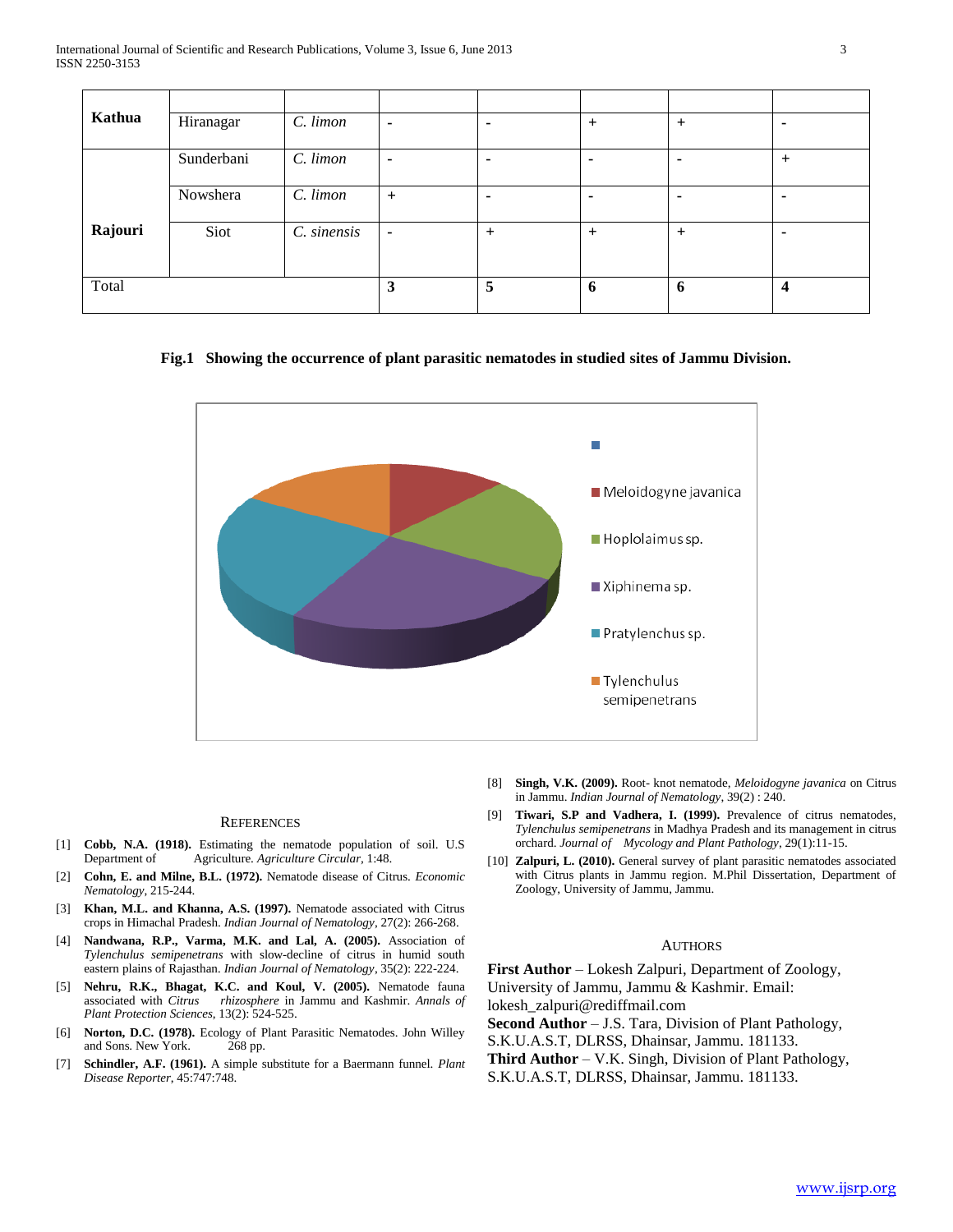| | | | | | | | |
|---|---|---|---|---|---|---|---|
| **Kathua** | Hiranagar | *C. limon* | - | - | + | + | - |
| **Rajouri** | Sunderbani | *C. limon* | - | - | - | - | + |
| | Nowshera | *C. limon* | + | - | - | - | - |
| | Siot | *C. sinensis* | - | + | + | + | - |
| Total | | | **3** | **5** | **6** | **6** | **4** |

**Fig.1 Showing the occurrence of plant parasitic nematodes in studied sites of Jammu Division.**

Meloidogyne javanica
Hoplolaimus sp.
Xiphinema sp.
Pratylenchus sp.
Tylenchulus semipenetrans

## REFERENCES

[1] **Cobb, N.A. (1918).** Estimating the nematode population of soil. U.S Department of Agriculture. *Agriculture Circular*, 1:48.

[2] **Cohn, E. and Milne, B.L. (1972).** Nematode disease of Citrus. *Economic Nematology*, 215-244.

[3] **Khan, M.L. and Khanna, A.S. (1997).** Nematode associated with Citrus crops in Himachal Pradesh. *Indian Journal of Nematology*, 27(2): 266-268.

[4] **Nandwana, R.P., Varma, M.K. and Lal, A. (2005).** Association of *Tylenchulus semipenetrans* with slow-decline of citrus in humid south eastern plains of Rajasthan. *Indian Journal of Nematology*, 35(2): 222-224.

[5] **Nehru, R.K., Bhagat, K.C. and Koul, V. (2005).** Nematode fauna associated with *Citrus rhizosphere* in Jammu and Kashmir. *Annals of Plant Protection Sciences*, 13(2): 524-525.

[6] **Norton, D.C. (1978).** Ecology of Plant Parasitic Nematodes. John Willey and Sons. New York. 268 pp.

[7] **Schindler, A.F. (1961).** A simple substitute for a Baermann funnel. *Plant Disease Reporter*, 45:747:748.

[8] **Singh, V.K. (2009).** Root- knot nematode, *Meloidogyne javanica* on Citrus in Jammu. *Indian Journal of Nematology*, 39(2) : 240.

[9] **Tiwari, S.P and Vadhera, I. (1999).** Prevalence of citrus nematodes, *Tylenchulus semipenetrans* in Madhya Pradesh and its management in citrus orchard. *Journal of Mycology and Plant Pathology*, 29(1):11-15.

[10] **Zalpuri, L. (2010).** General survey of plant parasitic nematodes associated with Citrus plants in Jammu region. M.Phil Dissertation, Department of Zoology, University of Jammu, Jammu.

## AUTHORS

**First Author** – Lokesh Zalpuri, Department of Zoology, University of Jammu, Jammu & Kashmir. Email: lokesh_zalpuri@rediffmail.com

**Second Author** – J.S. Tara, Division of Plant Pathology, S.K.U.A.S.T, DLRSS, Dhainsar, Jammu. 181133.

**Third Author** – V.K. Singh, Division of Plant Pathology, S.K.U.A.S.T, DLRSS, Dhainsar, Jammu. 181133.